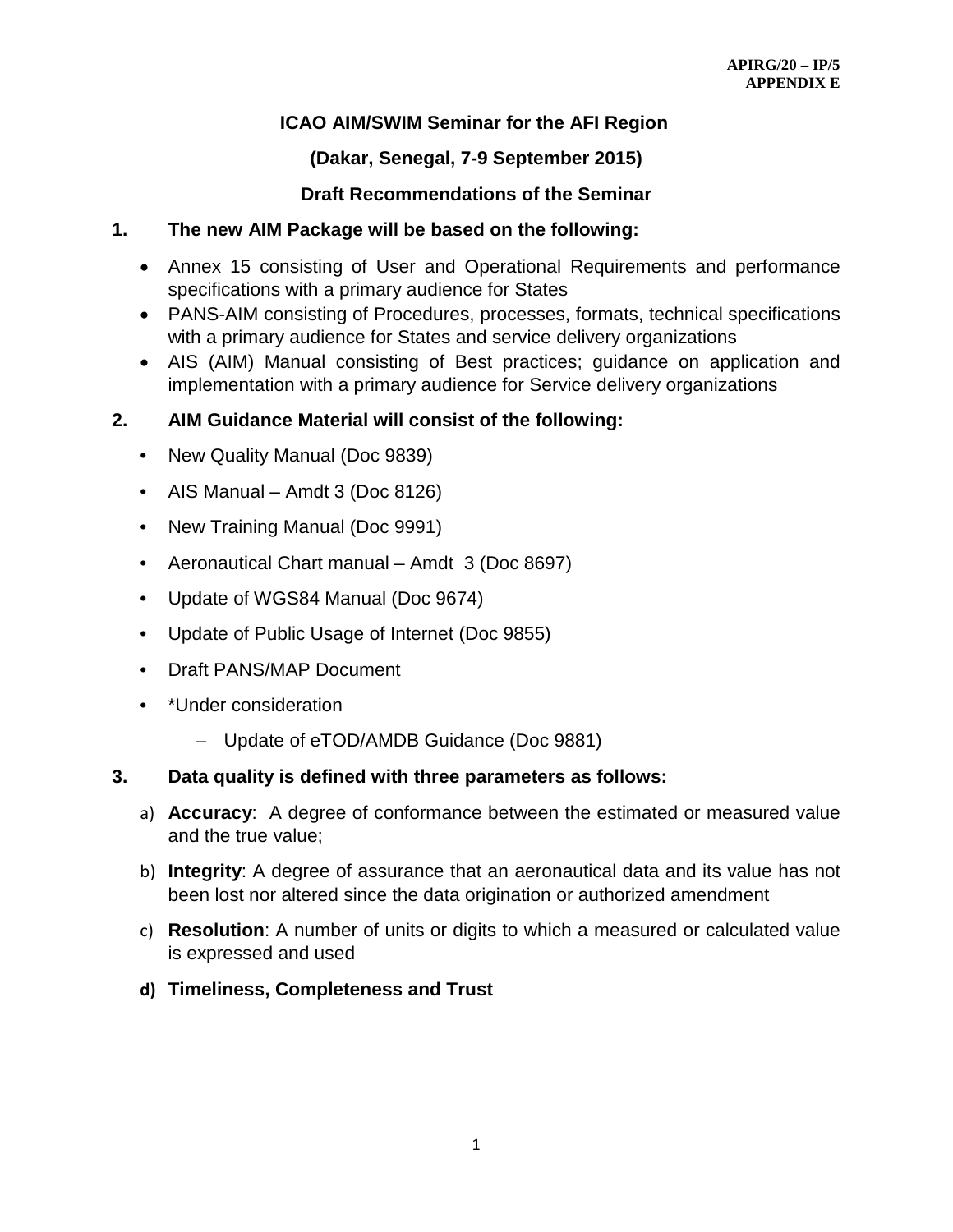APIRG/20 – IP/5
APPENDIX E

**ICAO AIM/SWIM Seminar for the AFI Region**

**(Dakar, Senegal, 7-9 September 2015)**

**Draft Recommendations of the Seminar**

**1. The new AIM Package will be based on the following:**

- Annex 15 consisting of User and Operational Requirements and performance specifications with a primary audience for States
- PANS-AIM consisting of Procedures, processes, formats, technical specifications with a primary audience for States and service delivery organizations
- AIS (AIM) Manual consisting of Best practices; guidance on application and implementation with a primary audience for Service delivery organizations

**2. AIM Guidance Material will consist of the following:**

- New Quality Manual (Doc 9839)
- AIS Manual – Amdt 3 (Doc 8126)
- New Training Manual (Doc 9991)
- Aeronautical Chart manual – Amdt 3 (Doc 8697)
- Update of WGS84 Manual (Doc 9674)
- Update of Public Usage of Internet (Doc 9855)
- Draft PANS/MAP Document
- *Under consideration
  - Update of eTOD/AMDB Guidance (Doc 9881)

**3. Data quality is defined with three parameters as follows:**

a) **Accuracy**: A degree of conformance between the estimated or measured value and the true value;

b) **Integrity**: A degree of assurance that an aeronautical data and its value has not been lost nor altered since the data origination or authorized amendment

c) **Resolution**: A number of units or digits to which a measured or calculated value is expressed and used

**d) Timeliness, Completeness and Trust**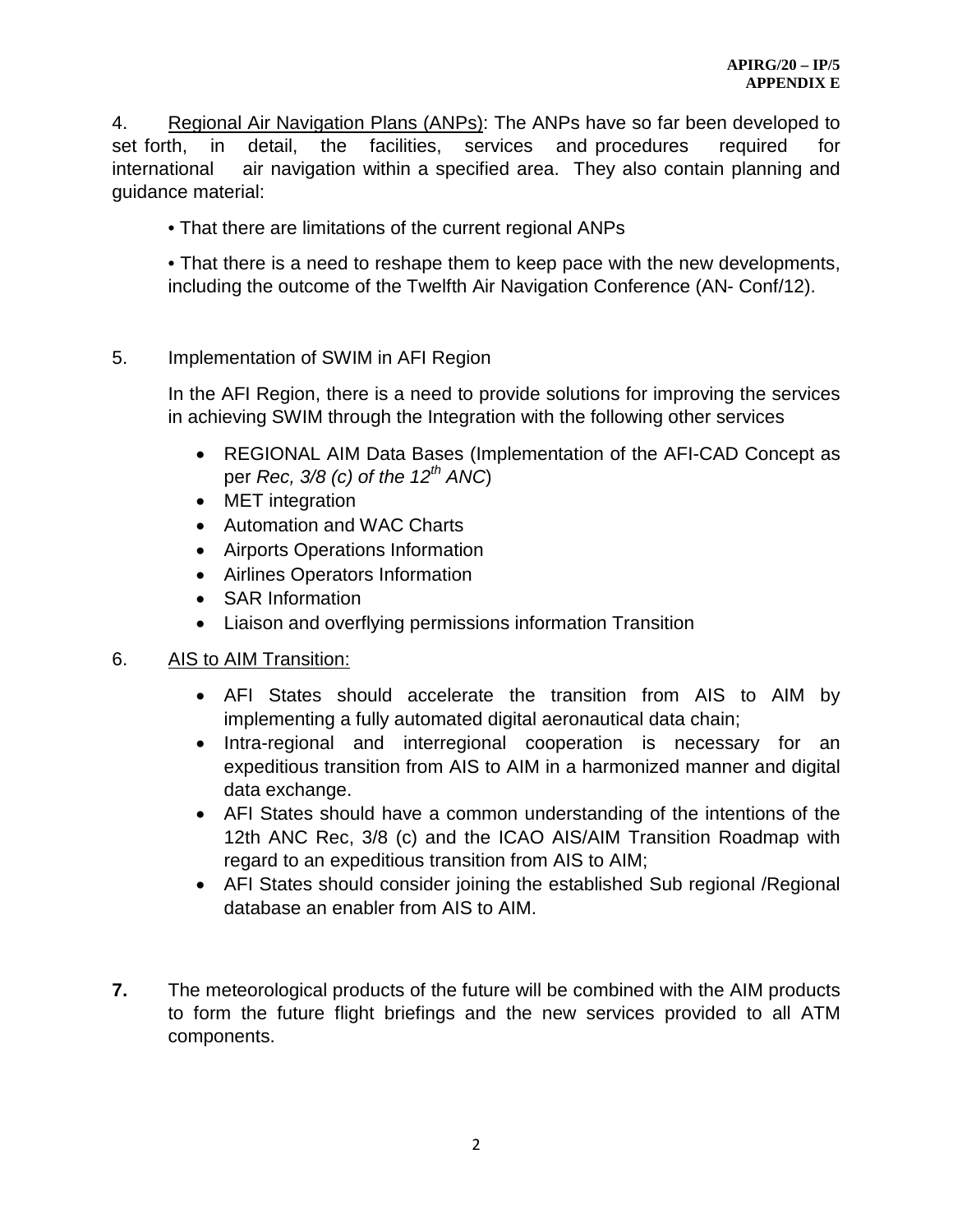4. Regional Air Navigation Plans (ANPs): The ANPs have so far been developed to set forth, in detail, the facilities, services and procedures required for international air navigation within a specified area. They also contain planning and guidance material:

• That there are limitations of the current regional ANPs

• That there is a need to reshape them to keep pace with the new developments, including the outcome of the Twelfth Air Navigation Conference (AN- Conf/12).

5. Implementation of SWIM in AFI Region

In the AFI Region, there is a need to provide solutions for improving the services in achieving SWIM through the Integration with the following other services

- REGIONAL AIM Data Bases (Implementation of the AFI-CAD Concept as per *Rec, 3/8 (c) of the 12th ANC*)
- MET integration
- Automation and WAC Charts
- Airports Operations Information
- Airlines Operators Information
- SAR Information
- Liaison and overflying permissions information Transition

6. AIS to AIM Transition:

- AFI States should accelerate the transition from AIS to AIM by implementing a fully automated digital aeronautical data chain;
- Intra-regional and interregional cooperation is necessary for an expeditious transition from AIS to AIM in a harmonized manner and digital data exchange.
- AFI States should have a common understanding of the intentions of the 12th ANC Rec, 3/8 (c) and the ICAO AIS/AIM Transition Roadmap with regard to an expeditious transition from AIS to AIM;
- AFI States should consider joining the established Sub regional /Regional database an enabler from AIS to AIM.

**7.** The meteorological products of the future will be combined with the AIM products to form the future flight briefings and the new services provided to all ATM components.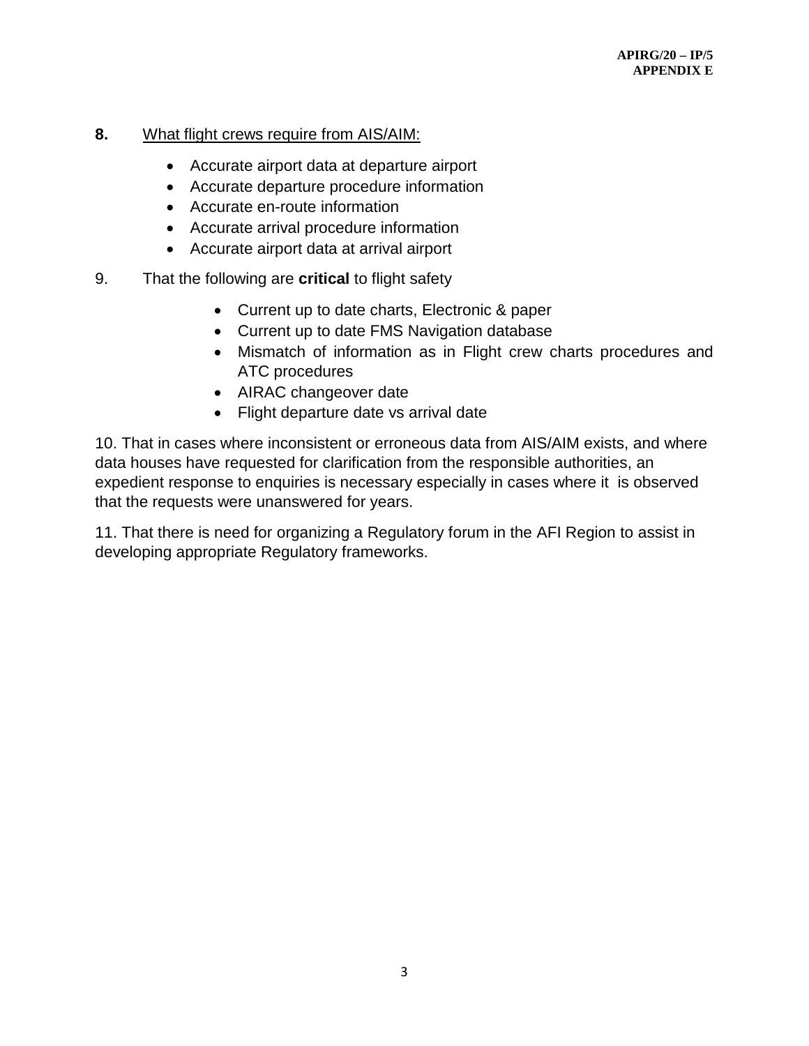**8.** What flight crews require from AIS/AIM:

- Accurate airport data at departure airport
- Accurate departure procedure information
- Accurate en-route information
- Accurate arrival procedure information
- Accurate airport data at arrival airport

9. That the following are **critical** to flight safety

- Current up to date charts, Electronic & paper
- Current up to date FMS Navigation database
- Mismatch of information as in Flight crew charts procedures and ATC procedures
- AIRAC changeover date
- Flight departure date vs arrival date

10. That in cases where inconsistent or erroneous data from AIS/AIM exists, and where data houses have requested for clarification from the responsible authorities, an expedient response to enquiries is necessary especially in cases where it is observed that the requests were unanswered for years.

11. That there is need for organizing a Regulatory forum in the AFI Region to assist in developing appropriate Regulatory frameworks.